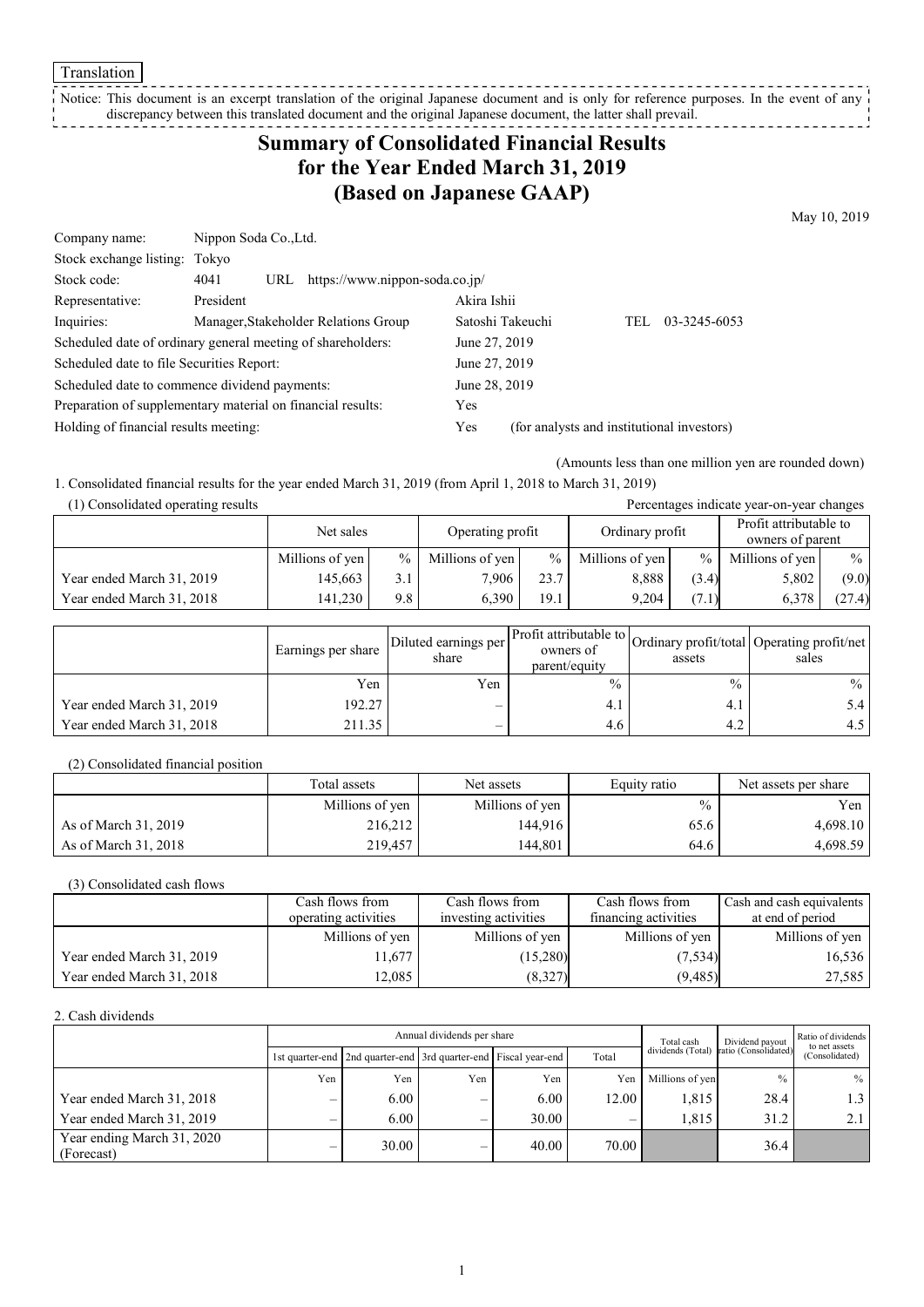Translation

Notice: This document is an excerpt translation of the original Japanese document and is only for reference purposes. In the event of any discrepancy between this translated document and the original Japanese document, the latter shall prevail.

# Summary of Consolidated Financial Results for the Year Ended March 31, 2019 (Based on Japanese GAAP)

May 10, 2019

| | | | |
|---|---|---|---|
| Company name: | Nippon Soda Co.,Ltd. | | |
| Stock exchange listing: | Tokyo | | |
| Stock code: | 4041 URL https://www.nippon-soda.co.jp/ | | |
| Representative: | President | Akira Ishii | |
| Inquiries: | Manager,Stakeholder Relations Group | Satoshi Takeuchi | TEL 03-3245-6053 |

Scheduled date of ordinary general meeting of shareholders: June 27, 2019
Scheduled date to file Securities Report: June 27, 2019
Scheduled date to commence dividend payments: June 28, 2019
Preparation of supplementary material on financial results: Yes
Holding of financial results meeting: Yes (for analysts and institutional investors)

(Amounts less than one million yen are rounded down)

1. Consolidated financial results for the year ended March 31, 2019 (from April 1, 2018 to March 31, 2019)

(1) Consolidated operating results

Percentages indicate year-on-year changes

| | Net sales | | Operating profit | | Ordinary profit | | Profit attributable to owners of parent | |
|---|---|---|---|---|---|---|---|---|
| | Millions of yen | % | Millions of yen | % | Millions of yen | % | Millions of yen | % |
| Year ended March 31, 2019 | 145,663 | 3.1 | 7,906 | 23.7 | 8,888 | (3.4) | 5,802 | (9.0) |
| Year ended March 31, 2018 | 141,230 | 9.8 | 6,390 | 19.1 | 9,204 | (7.1) | 6,378 | (27.4) |

| | Earnings per share | Diluted earnings per share | Profit attributable to owners of parent/equity | Ordinary profit/total assets | Operating profit/net sales |
|---|---|---|---|---|---|
| | Yen | Yen | % | % | % |
| Year ended March 31, 2019 | 192.27 | – | 4.1 | 4.1 | 5.4 |
| Year ended March 31, 2018 | 211.35 | – | 4.6 | 4.2 | 4.5 |

(2) Consolidated financial position

| | Total assets | Net assets | Equity ratio | Net assets per share |
|---|---|---|---|---|
| | Millions of yen | Millions of yen | % | Yen |
| As of March 31, 2019 | 216,212 | 144,916 | 65.6 | 4,698.10 |
| As of March 31, 2018 | 219,457 | 144,801 | 64.6 | 4,698.59 |

(3) Consolidated cash flows

| | Cash flows from operating activities | Cash flows from investing activities | Cash flows from financing activities | Cash and cash equivalents at end of period |
|---|---|---|---|---|
| | Millions of yen | Millions of yen | Millions of yen | Millions of yen |
| Year ended March 31, 2019 | 11,677 | (15,280) | (7,534) | 16,536 |
| Year ended March 31, 2018 | 12,085 | (8,327) | (9,485) | 27,585 |

2. Cash dividends

| | Annual dividends per share | | | | | Total cash dividends (Total) | Dividend payout ratio (Consolidated) | Ratio of dividends to net assets (Consolidated) |
|---|---|---|---|---|---|---|---|---|
| | 1st quarter-end | 2nd quarter-end | 3rd quarter-end | Fiscal year-end | Total | | | |
| | Yen | Yen | Yen | Yen | Yen | Millions of yen | % | % |
| Year ended March 31, 2018 | – | 6.00 | – | 6.00 | 12.00 | 1,815 | 28.4 | 1.3 |
| Year ended March 31, 2019 | – | 6.00 | – | 30.00 | – | 1,815 | 31.2 | 2.1 |
| Year ending March 31, 2020 (Forecast) | – | 30.00 | – | 40.00 | 70.00 | | 36.4 | |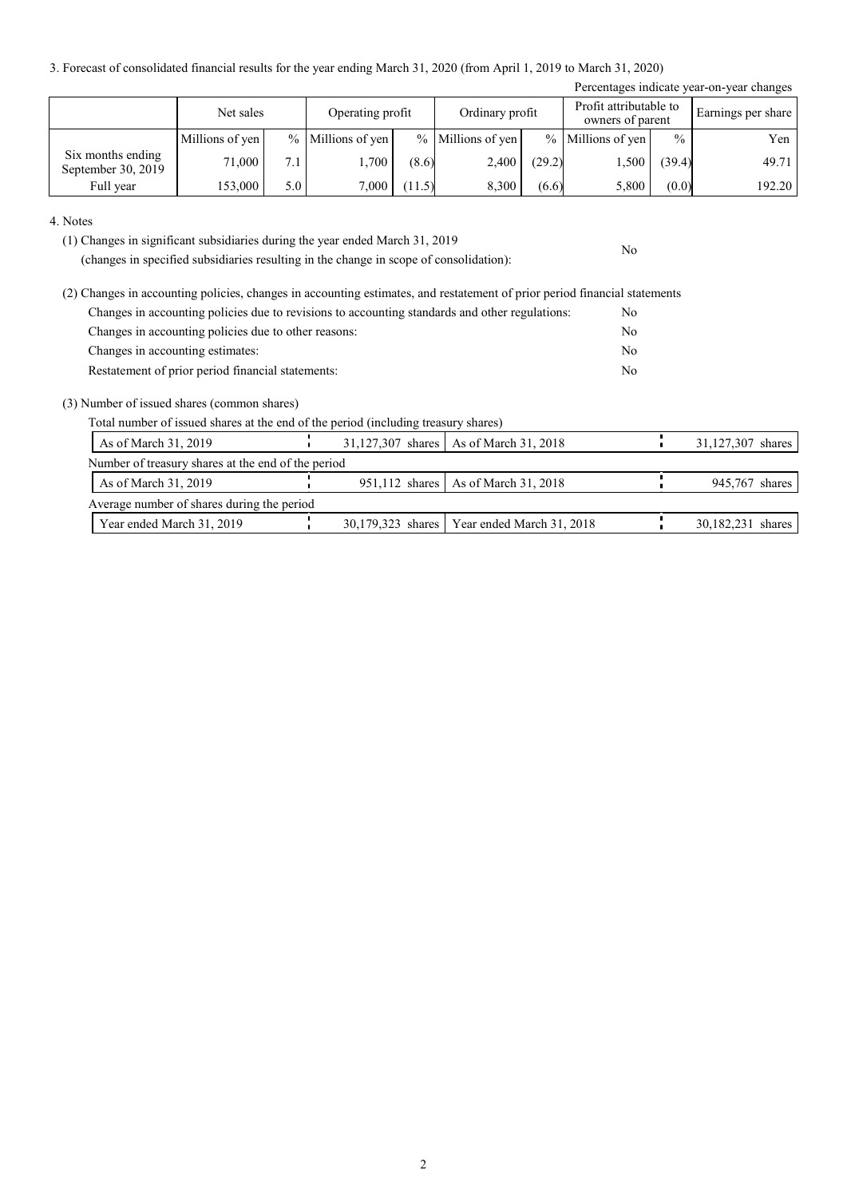3. Forecast of consolidated financial results for the year ending March 31, 2020 (from April 1, 2019 to March 31, 2020)

Percentages indicate year-on-year changes

| | Net sales | | Operating profit | | Ordinary profit | | Profit attributable to owners of parent | | Earnings per share |
|---|---|---|---|---|---|---|---|---|---|
| | Millions of yen | % | Millions of yen | % | Millions of yen | % | Millions of yen | % | Yen |
| Six months ending September 30, 2019 | 71,000 | 7.1 | 1,700 | (8.6) | 2,400 | (29.2) | 1,500 | (39.4) | 49.71 |
| Full year | 153,000 | 5.0 | 7,000 | (11.5) | 8,300 | (6.6) | 5,800 | (0.0) | 192.20 |

4. Notes

(1) Changes in significant subsidiaries during the year ended March 31, 2019
(changes in specified subsidiaries resulting in the change in scope of consolidation): No

(2) Changes in accounting policies, changes in accounting estimates, and restatement of prior period financial statements

| | |
|---|---|
| Changes in accounting policies due to revisions to accounting standards and other regulations: | No |
| Changes in accounting policies due to other reasons: | No |
| Changes in accounting estimates: | No |
| Restatement of prior period financial statements: | No |

(3) Number of issued shares (common shares)

Total number of issued shares at the end of the period (including treasury shares)

| | | | |
|---|---|---|---|
| As of March 31, 2019 | 31,127,307 shares | As of March 31, 2018 | 31,127,307 shares |

Number of treasury shares at the end of the period

| | | | |
|---|---|---|---|
| As of March 31, 2019 | 951,112 shares | As of March 31, 2018 | 945,767 shares |

Average number of shares during the period

| | | | |
|---|---|---|---|
| Year ended March 31, 2019 | 30,179,323 shares | Year ended March 31, 2018 | 30,182,231 shares |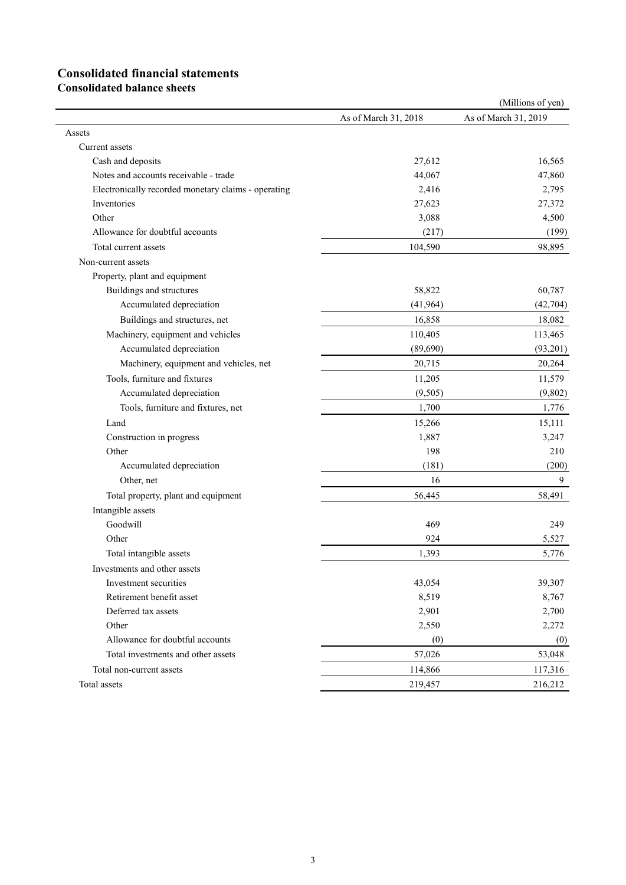# Consolidated financial statements

## Consolidated balance sheets

(Millions of yen)

| | As of March 31, 2018 | As of March 31, 2019 |
|---|---|---|
| Assets | | |
| Current assets | | |
| Cash and deposits | 27,612 | 16,565 |
| Notes and accounts receivable - trade | 44,067 | 47,860 |
| Electronically recorded monetary claims - operating | 2,416 | 2,795 |
| Inventories | 27,623 | 27,372 |
| Other | 3,088 | 4,500 |
| Allowance for doubtful accounts | (217) | (199) |
| Total current assets | 104,590 | 98,895 |
| Non-current assets | | |
| Property, plant and equipment | | |
| Buildings and structures | 58,822 | 60,787 |
| Accumulated depreciation | (41,964) | (42,704) |
| Buildings and structures, net | 16,858 | 18,082 |
| Machinery, equipment and vehicles | 110,405 | 113,465 |
| Accumulated depreciation | (89,690) | (93,201) |
| Machinery, equipment and vehicles, net | 20,715 | 20,264 |
| Tools, furniture and fixtures | 11,205 | 11,579 |
| Accumulated depreciation | (9,505) | (9,802) |
| Tools, furniture and fixtures, net | 1,700 | 1,776 |
| Land | 15,266 | 15,111 |
| Construction in progress | 1,887 | 3,247 |
| Other | 198 | 210 |
| Accumulated depreciation | (181) | (200) |
| Other, net | 16 | 9 |
| Total property, plant and equipment | 56,445 | 58,491 |
| Intangible assets | | |
| Goodwill | 469 | 249 |
| Other | 924 | 5,527 |
| Total intangible assets | 1,393 | 5,776 |
| Investments and other assets | | |
| Investment securities | 43,054 | 39,307 |
| Retirement benefit asset | 8,519 | 8,767 |
| Deferred tax assets | 2,901 | 2,700 |
| Other | 2,550 | 2,272 |
| Allowance for doubtful accounts | (0) | (0) |
| Total investments and other assets | 57,026 | 53,048 |
| Total non-current assets | 114,866 | 117,316 |
| Total assets | 219,457 | 216,212 |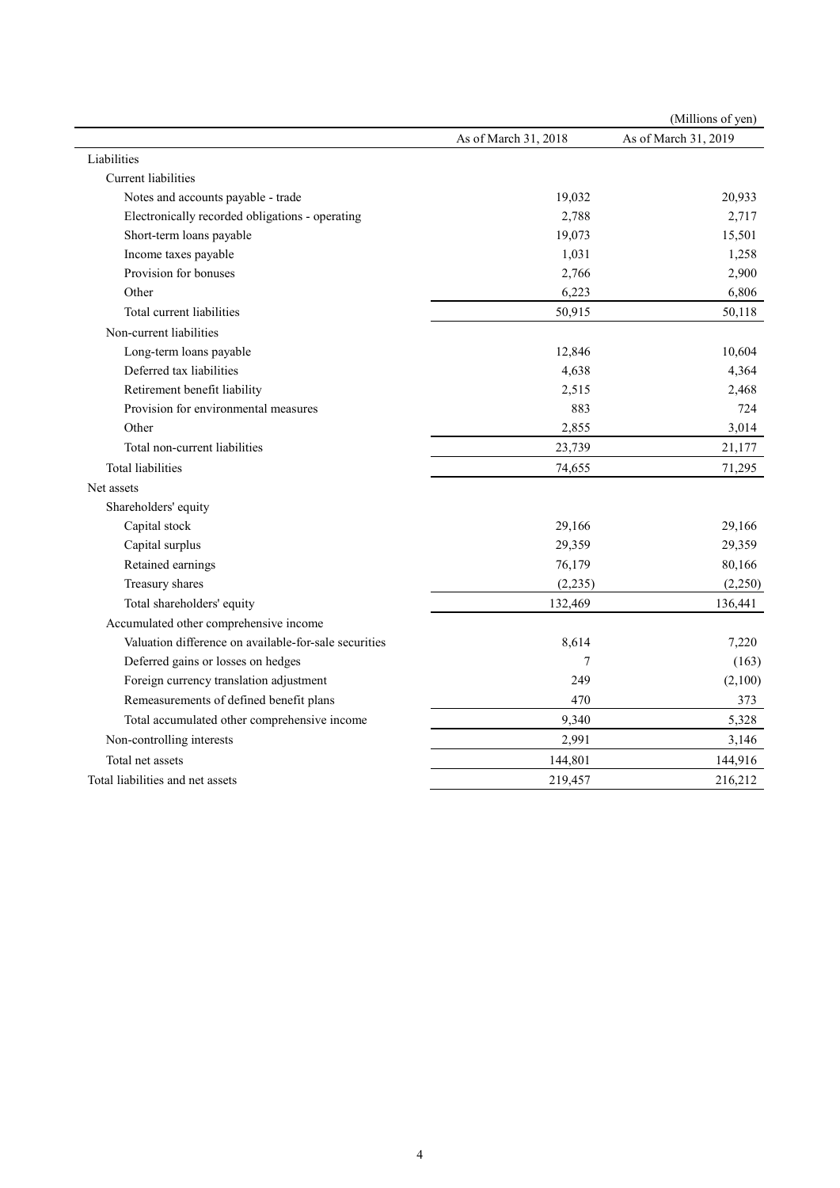(Millions of yen)

| | As of March 31, 2018 | As of March 31, 2019 |
|---|---|---|
| Liabilities | | |
| Current liabilities | | |
| Notes and accounts payable - trade | 19,032 | 20,933 |
| Electronically recorded obligations - operating | 2,788 | 2,717 |
| Short-term loans payable | 19,073 | 15,501 |
| Income taxes payable | 1,031 | 1,258 |
| Provision for bonuses | 2,766 | 2,900 |
| Other | 6,223 | 6,806 |
| Total current liabilities | 50,915 | 50,118 |
| Non-current liabilities | | |
| Long-term loans payable | 12,846 | 10,604 |
| Deferred tax liabilities | 4,638 | 4,364 |
| Retirement benefit liability | 2,515 | 2,468 |
| Provision for environmental measures | 883 | 724 |
| Other | 2,855 | 3,014 |
| Total non-current liabilities | 23,739 | 21,177 |
| Total liabilities | 74,655 | 71,295 |
| Net assets | | |
| Shareholders' equity | | |
| Capital stock | 29,166 | 29,166 |
| Capital surplus | 29,359 | 29,359 |
| Retained earnings | 76,179 | 80,166 |
| Treasury shares | (2,235) | (2,250) |
| Total shareholders' equity | 132,469 | 136,441 |
| Accumulated other comprehensive income | | |
| Valuation difference on available-for-sale securities | 8,614 | 7,220 |
| Deferred gains or losses on hedges | 7 | (163) |
| Foreign currency translation adjustment | 249 | (2,100) |
| Remeasurements of defined benefit plans | 470 | 373 |
| Total accumulated other comprehensive income | 9,340 | 5,328 |
| Non-controlling interests | 2,991 | 3,146 |
| Total net assets | 144,801 | 144,916 |
| Total liabilities and net assets | 219,457 | 216,212 |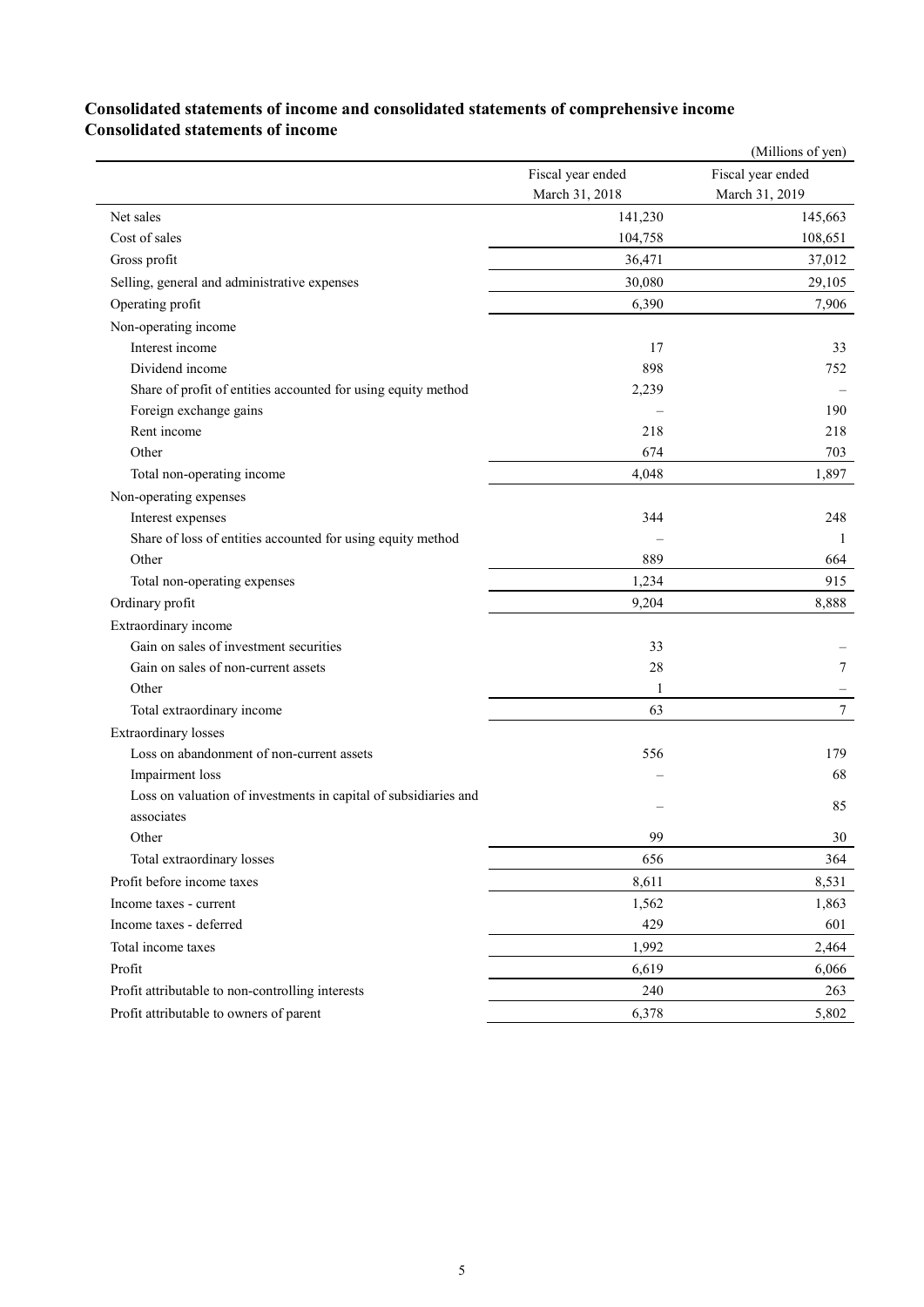# Consolidated statements of income and consolidated statements of comprehensive income

## Consolidated statements of income

(Millions of yen)

| | Fiscal year ended March 31, 2018 | Fiscal year ended March 31, 2019 |
|---|---|---|
| Net sales | 141,230 | 145,663 |
| Cost of sales | 104,758 | 108,651 |
| Gross profit | 36,471 | 37,012 |
| Selling, general and administrative expenses | 30,080 | 29,105 |
| Operating profit | 6,390 | 7,906 |
| Non-operating income | | |
| Interest income | 17 | 33 |
| Dividend income | 898 | 752 |
| Share of profit of entities accounted for using equity method | 2,239 | – |
| Foreign exchange gains | – | 190 |
| Rent income | 218 | 218 |
| Other | 674 | 703 |
| Total non-operating income | 4,048 | 1,897 |
| Non-operating expenses | | |
| Interest expenses | 344 | 248 |
| Share of loss of entities accounted for using equity method | – | 1 |
| Other | 889 | 664 |
| Total non-operating expenses | 1,234 | 915 |
| Ordinary profit | 9,204 | 8,888 |
| Extraordinary income | | |
| Gain on sales of investment securities | 33 | – |
| Gain on sales of non-current assets | 28 | 7 |
| Other | 1 | – |
| Total extraordinary income | 63 | 7 |
| Extraordinary losses | | |
| Loss on abandonment of non-current assets | 556 | 179 |
| Impairment loss | – | 68 |
| Loss on valuation of investments in capital of subsidiaries and associates | – | 85 |
| Other | 99 | 30 |
| Total extraordinary losses | 656 | 364 |
| Profit before income taxes | 8,611 | 8,531 |
| Income taxes - current | 1,562 | 1,863 |
| Income taxes - deferred | 429 | 601 |
| Total income taxes | 1,992 | 2,464 |
| Profit | 6,619 | 6,066 |
| Profit attributable to non-controlling interests | 240 | 263 |
| Profit attributable to owners of parent | 6,378 | 5,802 |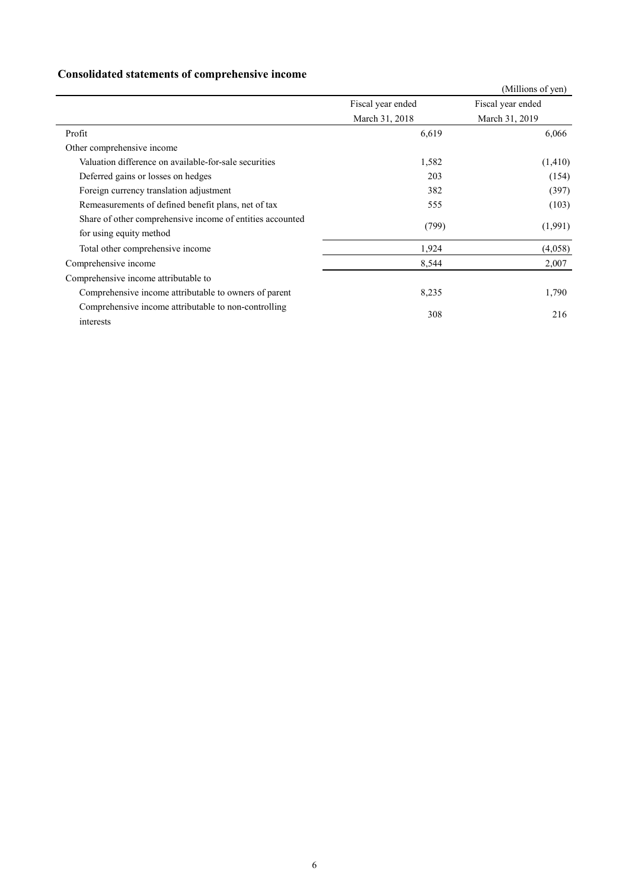## Consolidated statements of comprehensive income

(Millions of yen)

| | Fiscal year ended March 31, 2018 | Fiscal year ended March 31, 2019 |
|---|---|---|
| Profit | 6,619 | 6,066 |
| Other comprehensive income | | |
| Valuation difference on available-for-sale securities | 1,582 | (1,410) |
| Deferred gains or losses on hedges | 203 | (154) |
| Foreign currency translation adjustment | 382 | (397) |
| Remeasurements of defined benefit plans, net of tax | 555 | (103) |
| Share of other comprehensive income of entities accounted for using equity method | (799) | (1,991) |
| Total other comprehensive income | 1,924 | (4,058) |
| Comprehensive income | 8,544 | 2,007 |
| Comprehensive income attributable to | | |
| Comprehensive income attributable to owners of parent | 8,235 | 1,790 |
| Comprehensive income attributable to non-controlling interests | 308 | 216 |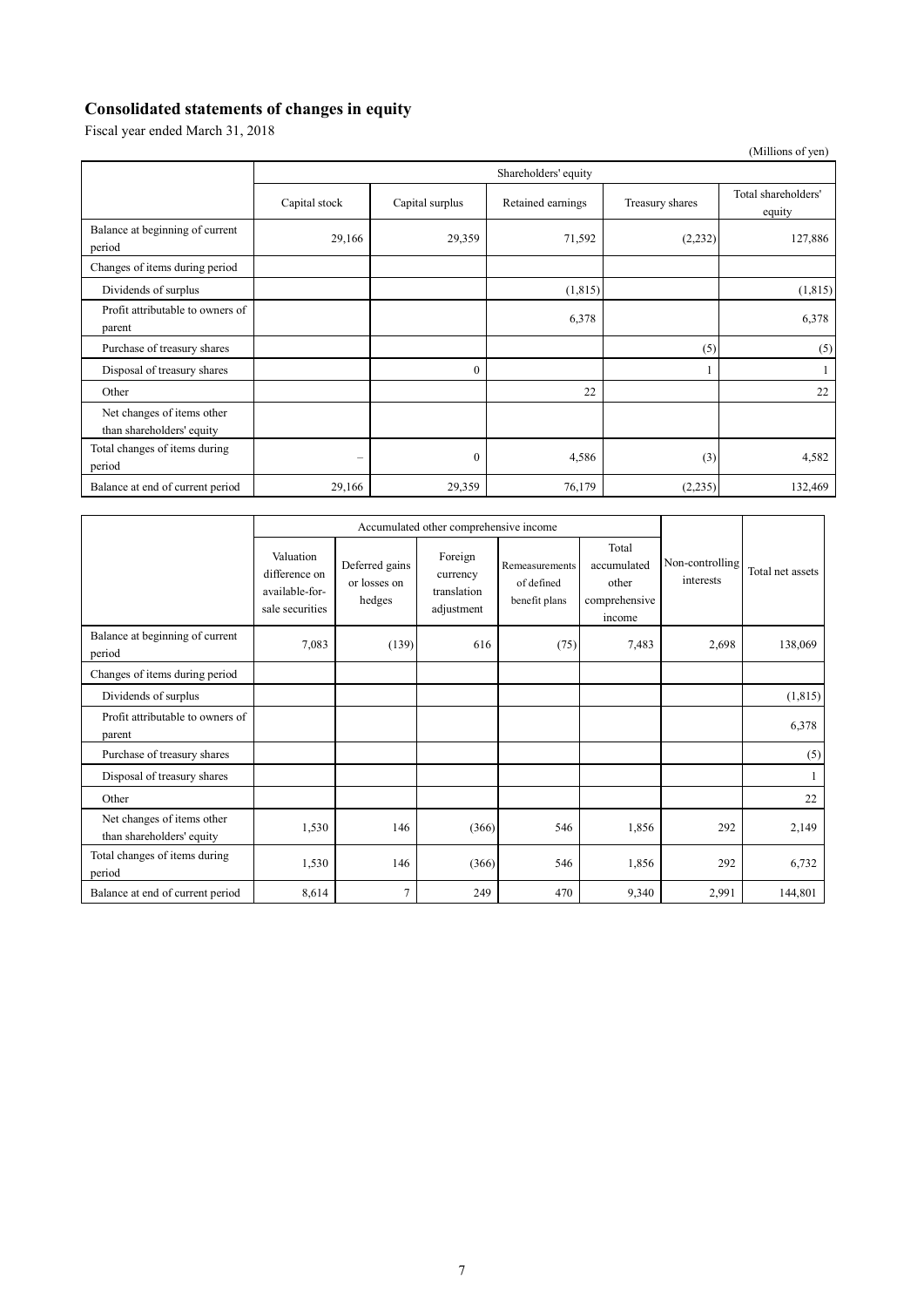## Consolidated statements of changes in equity

Fiscal year ended March 31, 2018

(Millions of yen)

| | Shareholders' equity | | | | |
|---|---|---|---|---|---|
| | Capital stock | Capital surplus | Retained earnings | Treasury shares | Total shareholders' equity |
| Balance at beginning of current period | 29,166 | 29,359 | 71,592 | (2,232) | 127,886 |
| Changes of items during period | | | | | |
| Dividends of surplus | | | (1,815) | | (1,815) |
| Profit attributable to owners of parent | | | 6,378 | | 6,378 |
| Purchase of treasury shares | | | | (5) | (5) |
| Disposal of treasury shares | | 0 | | 1 | 1 |
| Other | | | 22 | | 22 |
| Net changes of items other than shareholders' equity | | | | | |
| Total changes of items during period | – | 0 | 4,586 | (3) | 4,582 |
| Balance at end of current period | 29,166 | 29,359 | 76,179 | (2,235) | 132,469 |

| | Accumulated other comprehensive income | | | | | Non-controlling interests | Total net assets |
|---|---|---|---|---|---|---|---|
| | Valuation difference on available-for-sale securities | Deferred gains or losses on hedges | Foreign currency translation adjustment | Remeasurements of defined benefit plans | Total accumulated other comprehensive income | | |
| Balance at beginning of current period | 7,083 | (139) | 616 | (75) | 7,483 | 2,698 | 138,069 |
| Changes of items during period | | | | | | | |
| Dividends of surplus | | | | | | | (1,815) |
| Profit attributable to owners of parent | | | | | | | 6,378 |
| Purchase of treasury shares | | | | | | | (5) |
| Disposal of treasury shares | | | | | | | 1 |
| Other | | | | | | | 22 |
| Net changes of items other than shareholders' equity | 1,530 | 146 | (366) | 546 | 1,856 | 292 | 2,149 |
| Total changes of items during period | 1,530 | 146 | (366) | 546 | 1,856 | 292 | 6,732 |
| Balance at end of current period | 8,614 | 7 | 249 | 470 | 9,340 | 2,991 | 144,801 |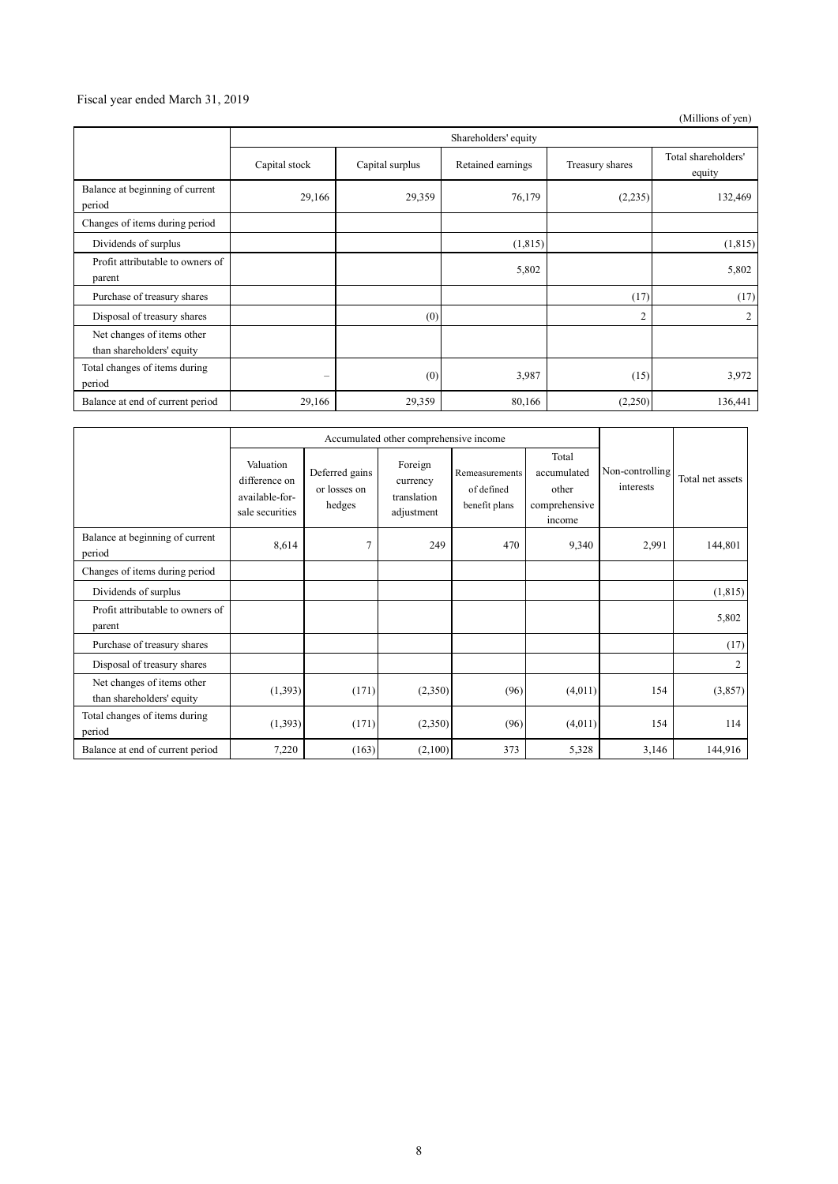Fiscal year ended March 31, 2019

(Millions of yen)

| | Shareholders' equity | | | | |
|---|---|---|---|---|---|
| | Capital stock | Capital surplus | Retained earnings | Treasury shares | Total shareholders' equity |
| Balance at beginning of current period | 29,166 | 29,359 | 76,179 | (2,235) | 132,469 |
| Changes of items during period | | | | | |
| Dividends of surplus | | | (1,815) | | (1,815) |
| Profit attributable to owners of parent | | | 5,802 | | 5,802 |
| Purchase of treasury shares | | | | (17) | (17) |
| Disposal of treasury shares | | (0) | | 2 | 2 |
| Net changes of items other than shareholders' equity | | | | | |
| Total changes of items during period | – | (0) | 3,987 | (15) | 3,972 |
| Balance at end of current period | 29,166 | 29,359 | 80,166 | (2,250) | 136,441 |

| | Accumulated other comprehensive income | | | | | Non-controlling interests | Total net assets |
|---|---|---|---|---|---|---|---|
| | Valuation difference on available-for-sale securities | Deferred gains or losses on hedges | Foreign currency translation adjustment | Remeasurements of defined benefit plans | Total accumulated other comprehensive income | | |
| Balance at beginning of current period | 8,614 | 7 | 249 | 470 | 9,340 | 2,991 | 144,801 |
| Changes of items during period | | | | | | | |
| Dividends of surplus | | | | | | | (1,815) |
| Profit attributable to owners of parent | | | | | | | 5,802 |
| Purchase of treasury shares | | | | | | | (17) |
| Disposal of treasury shares | | | | | | | 2 |
| Net changes of items other than shareholders' equity | (1,393) | (171) | (2,350) | (96) | (4,011) | 154 | (3,857) |
| Total changes of items during period | (1,393) | (171) | (2,350) | (96) | (4,011) | 154 | 114 |
| Balance at end of current period | 7,220 | (163) | (2,100) | 373 | 5,328 | 3,146 | 144,916 |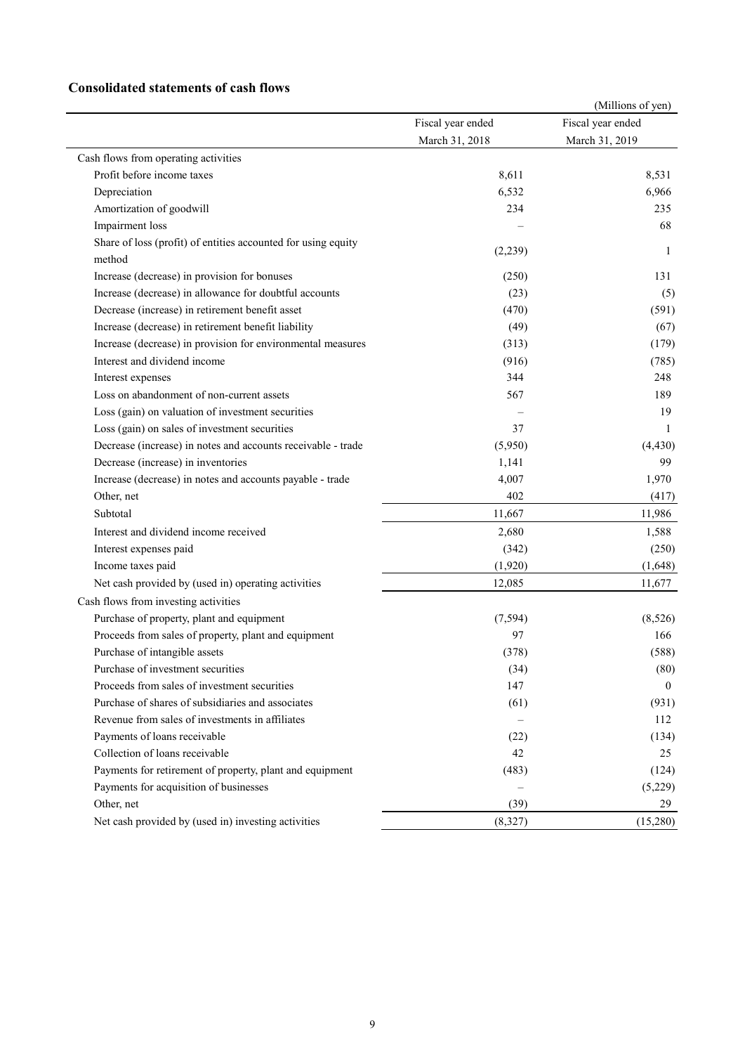## Consolidated statements of cash flows

(Millions of yen)

| | Fiscal year ended March 31, 2018 | Fiscal year ended March 31, 2019 |
|---|---|---|
| Cash flows from operating activities | | |
| Profit before income taxes | 8,611 | 8,531 |
| Depreciation | 6,532 | 6,966 |
| Amortization of goodwill | 234 | 235 |
| Impairment loss | – | 68 |
| Share of loss (profit) of entities accounted for using equity method | (2,239) | 1 |
| Increase (decrease) in provision for bonuses | (250) | 131 |
| Increase (decrease) in allowance for doubtful accounts | (23) | (5) |
| Decrease (increase) in retirement benefit asset | (470) | (591) |
| Increase (decrease) in retirement benefit liability | (49) | (67) |
| Increase (decrease) in provision for environmental measures | (313) | (179) |
| Interest and dividend income | (916) | (785) |
| Interest expenses | 344 | 248 |
| Loss on abandonment of non-current assets | 567 | 189 |
| Loss (gain) on valuation of investment securities | – | 19 |
| Loss (gain) on sales of investment securities | 37 | 1 |
| Decrease (increase) in notes and accounts receivable - trade | (5,950) | (4,430) |
| Decrease (increase) in inventories | 1,141 | 99 |
| Increase (decrease) in notes and accounts payable - trade | 4,007 | 1,970 |
| Other, net | 402 | (417) |
| Subtotal | 11,667 | 11,986 |
| Interest and dividend income received | 2,680 | 1,588 |
| Interest expenses paid | (342) | (250) |
| Income taxes paid | (1,920) | (1,648) |
| Net cash provided by (used in) operating activities | 12,085 | 11,677 |
| Cash flows from investing activities | | |
| Purchase of property, plant and equipment | (7,594) | (8,526) |
| Proceeds from sales of property, plant and equipment | 97 | 166 |
| Purchase of intangible assets | (378) | (588) |
| Purchase of investment securities | (34) | (80) |
| Proceeds from sales of investment securities | 147 | 0 |
| Purchase of shares of subsidiaries and associates | (61) | (931) |
| Revenue from sales of investments in affiliates | – | 112 |
| Payments of loans receivable | (22) | (134) |
| Collection of loans receivable | 42 | 25 |
| Payments for retirement of property, plant and equipment | (483) | (124) |
| Payments for acquisition of businesses | – | (5,229) |
| Other, net | (39) | 29 |
| Net cash provided by (used in) investing activities | (8,327) | (15,280) |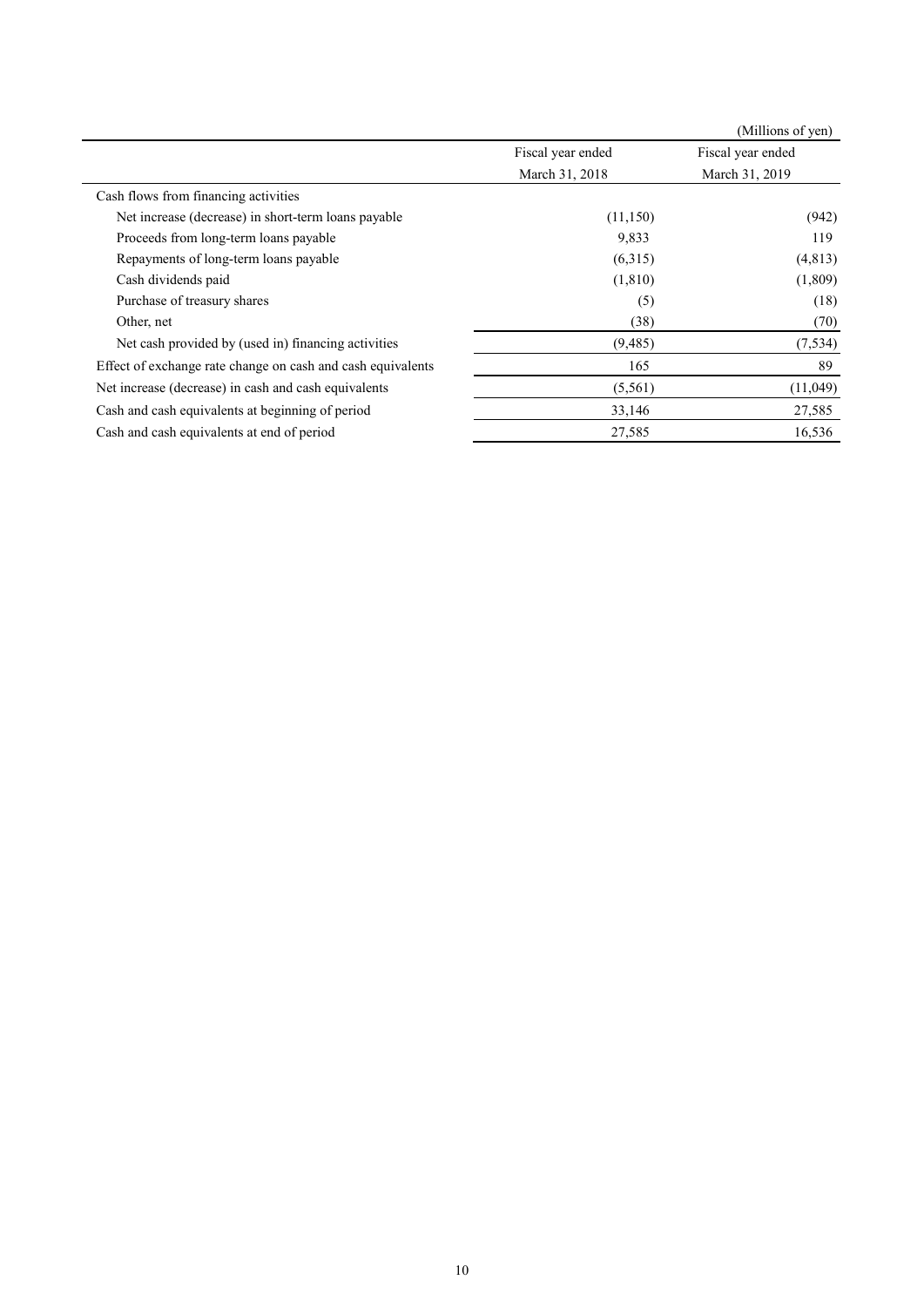(Millions of yen)

| | Fiscal year ended March 31, 2018 | Fiscal year ended March 31, 2019 |
|---|---|---|
| Cash flows from financing activities | | |
| Net increase (decrease) in short-term loans payable | (11,150) | (942) |
| Proceeds from long-term loans payable | 9,833 | 119 |
| Repayments of long-term loans payable | (6,315) | (4,813) |
| Cash dividends paid | (1,810) | (1,809) |
| Purchase of treasury shares | (5) | (18) |
| Other, net | (38) | (70) |
| Net cash provided by (used in) financing activities | (9,485) | (7,534) |
| Effect of exchange rate change on cash and cash equivalents | 165 | 89 |
| Net increase (decrease) in cash and cash equivalents | (5,561) | (11,049) |
| Cash and cash equivalents at beginning of period | 33,146 | 27,585 |
| Cash and cash equivalents at end of period | 27,585 | 16,536 |